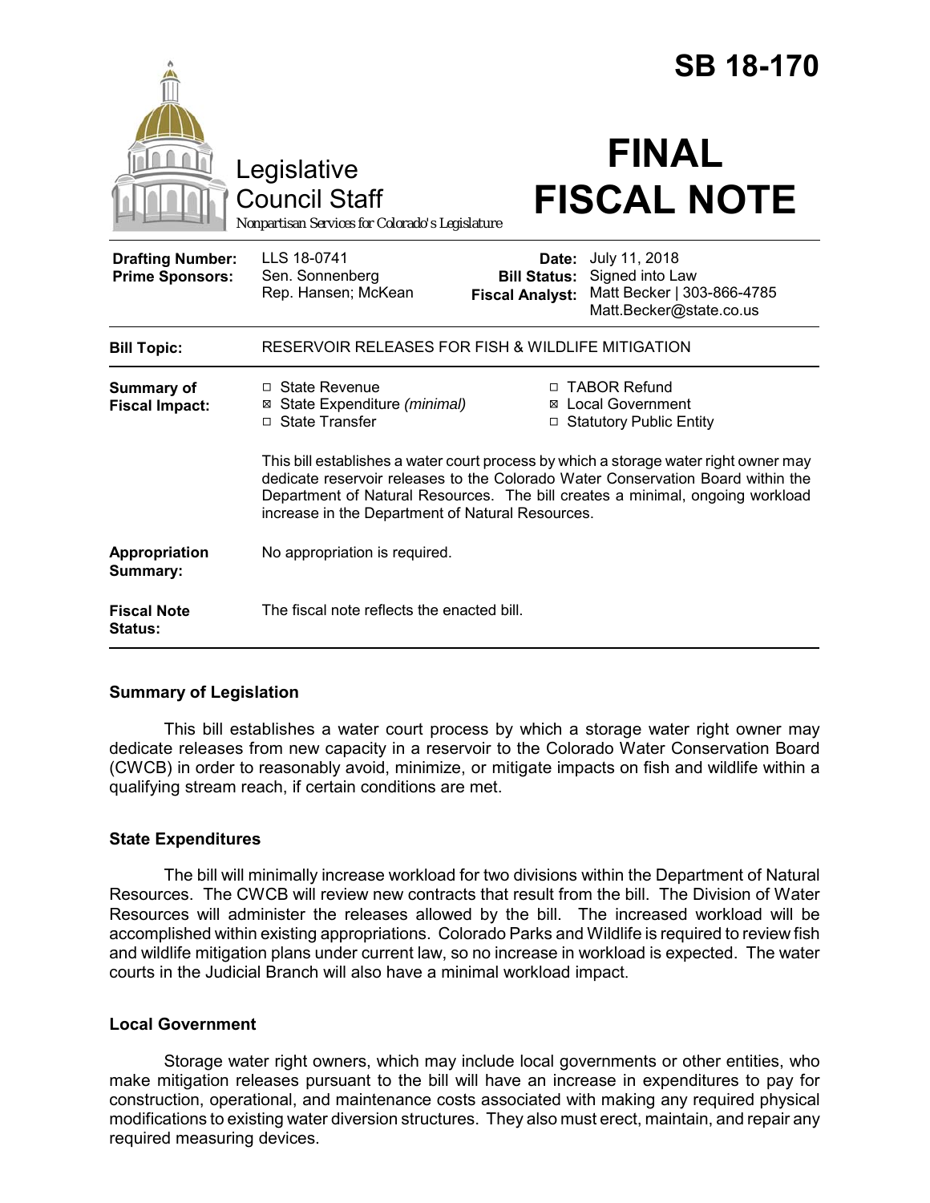# SB 18-170

Legislative Council Staff
*Nonpartisan Services for Colorado's Legislature*

# FINAL FISCAL NOTE

| | | | |
|---|---|---|---|
| **Drafting Number:** | LLS 18-0741 | **Date:** | July 11, 2018 |
| **Prime Sponsors:** | Sen. Sonnenberg<br>Rep. Hansen; McKean | **Bill Status:** | Signed into Law |
| | | **Fiscal Analyst:** | Matt Becker \| 303-866-4785<br>Matt.Becker@state.co.us |

| | |
|---|---|
| **Bill Topic:** | RESERVOIR RELEASES FOR FISH & WILDLIFE MITIGATION |
| **Summary of Fiscal Impact:** | ☐ State Revenue<br>☒ State Expenditure *(minimal)*<br>☐ State Transfer<br>☐ TABOR Refund<br>☒ Local Government<br>☐ Statutory Public Entity<br><br>This bill establishes a water court process by which a storage water right owner may dedicate reservoir releases to the Colorado Water Conservation Board within the Department of Natural Resources. The bill creates a minimal, ongoing workload increase in the Department of Natural Resources. |
| **Appropriation Summary:** | No appropriation is required. |
| **Fiscal Note Status:** | The fiscal note reflects the enacted bill. |

## Summary of Legislation

This bill establishes a water court process by which a storage water right owner may dedicate releases from new capacity in a reservoir to the Colorado Water Conservation Board (CWCB) in order to reasonably avoid, minimize, or mitigate impacts on fish and wildlife within a qualifying stream reach, if certain conditions are met.

## State Expenditures

The bill will minimally increase workload for two divisions within the Department of Natural Resources. The CWCB will review new contracts that result from the bill. The Division of Water Resources will administer the releases allowed by the bill. The increased workload will be accomplished within existing appropriations. Colorado Parks and Wildlife is required to review fish and wildlife mitigation plans under current law, so no increase in workload is expected. The water courts in the Judicial Branch will also have a minimal workload impact.

## Local Government

Storage water right owners, which may include local governments or other entities, who make mitigation releases pursuant to the bill will have an increase in expenditures to pay for construction, operational, and maintenance costs associated with making any required physical modifications to existing water diversion structures. They also must erect, maintain, and repair any required measuring devices.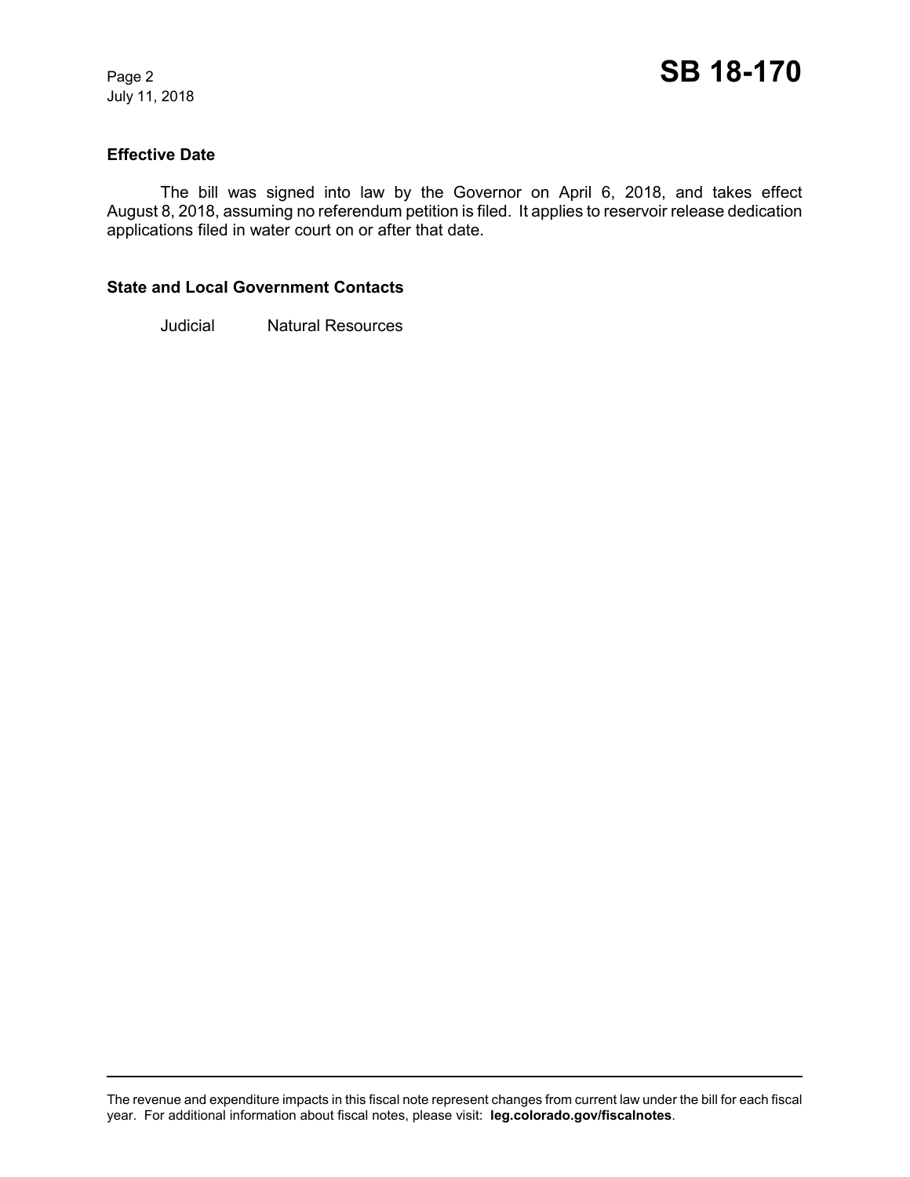### Effective Date

The bill was signed into law by the Governor on April 6, 2018, and takes effect August 8, 2018, assuming no referendum petition is filed. It applies to reservoir release dedication applications filed in water court on or after that date.

### State and Local Government Contacts

Judicial    Natural Resources

The revenue and expenditure impacts in this fiscal note represent changes from current law under the bill for each fiscal year. For additional information about fiscal notes, please visit: **leg.colorado.gov/fiscalnotes**.